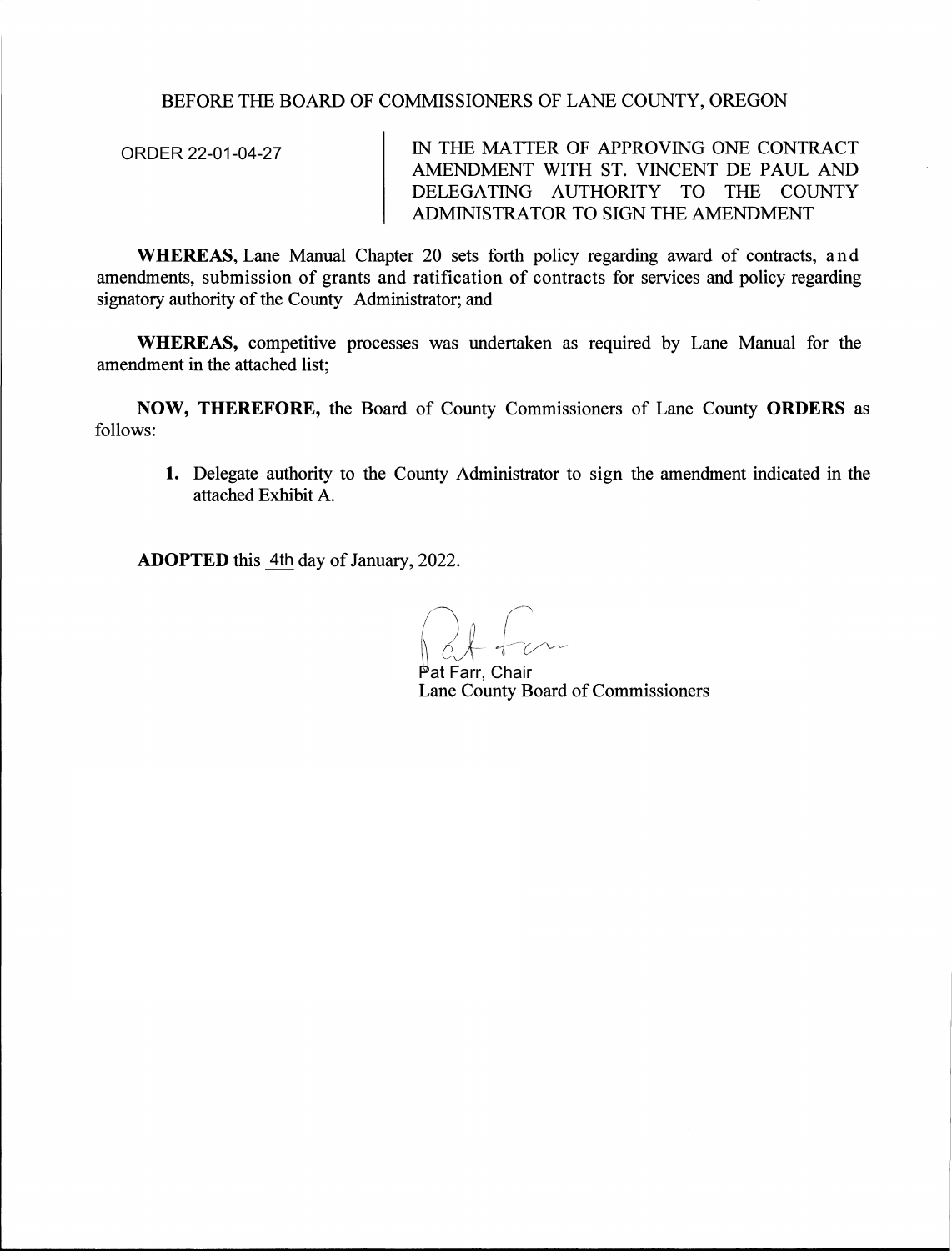BEFORE THE BOARD OF COMMISSIONERS OF LANE COUNTY, OREGON

ORDER 22-01-04-27

IN THE MATTER OF APPROVING ONE CONTRACT AMENDMENT WITH ST. VINCENT DE PAUL AND DELEGATING AUTHORITY TO THE COUNTY ADMINISTRATOR TO SIGN THE AMENDMENT

**WHEREAS,** Lane Manual Chapter 20 sets forth policy regarding award of contracts, and amendments, submission of grants and ratification of contracts for services and policy regarding signatory authority of the County Administrator; and

**WHEREAS,** competitive processes was undertaken as required by Lane Manual for the amendment in the attached list;

**NOW, THEREFORE,** the Board of County Commissioners of Lane County **ORDERS** as follows:

1. Delegate authority to the County Administrator to sign the amendment indicated in the attached Exhibit A.

**ADOPTED** this 4th day of January, 2022.

Pat Farr, Chair
Lane County Board of Commissioners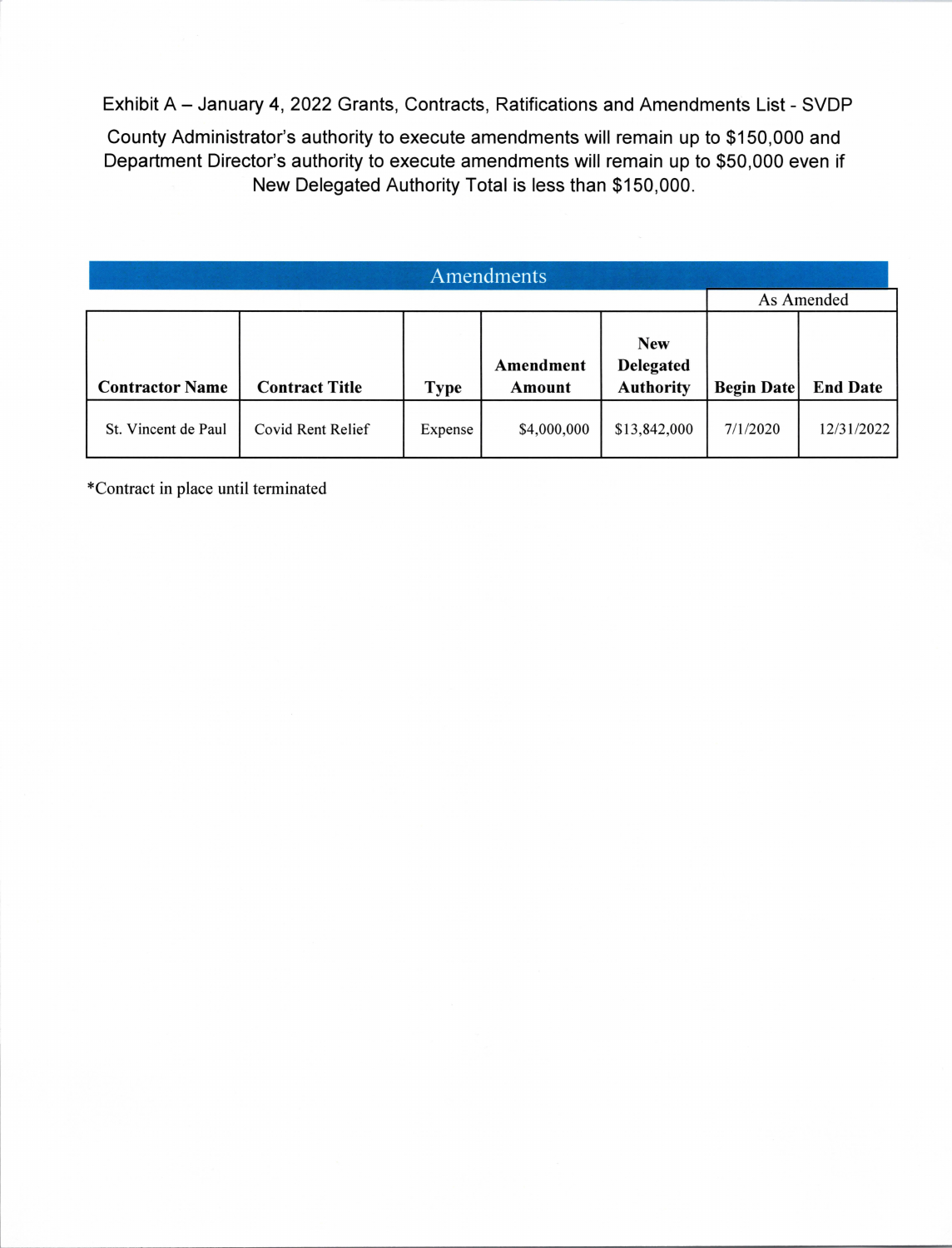Exhibit A – January 4, 2022 Grants, Contracts, Ratifications and Amendments List - SVDP

County Administrator's authority to execute amendments will remain up to $150,000 and Department Director's authority to execute amendments will remain up to $50,000 even if New Delegated Authority Total is less than $150,000.

## Amendments

| | | | | | As Amended | |
|---|---|---|---|---|---|---|
| **Contractor Name** | **Contract Title** | **Type** | **Amendment Amount** | **New Delegated Authority** | **Begin Date** | **End Date** |
| St. Vincent de Paul | Covid Rent Relief | Expense | $4,000,000 | $13,842,000 | 7/1/2020 | 12/31/2022 |

*Contract in place until terminated